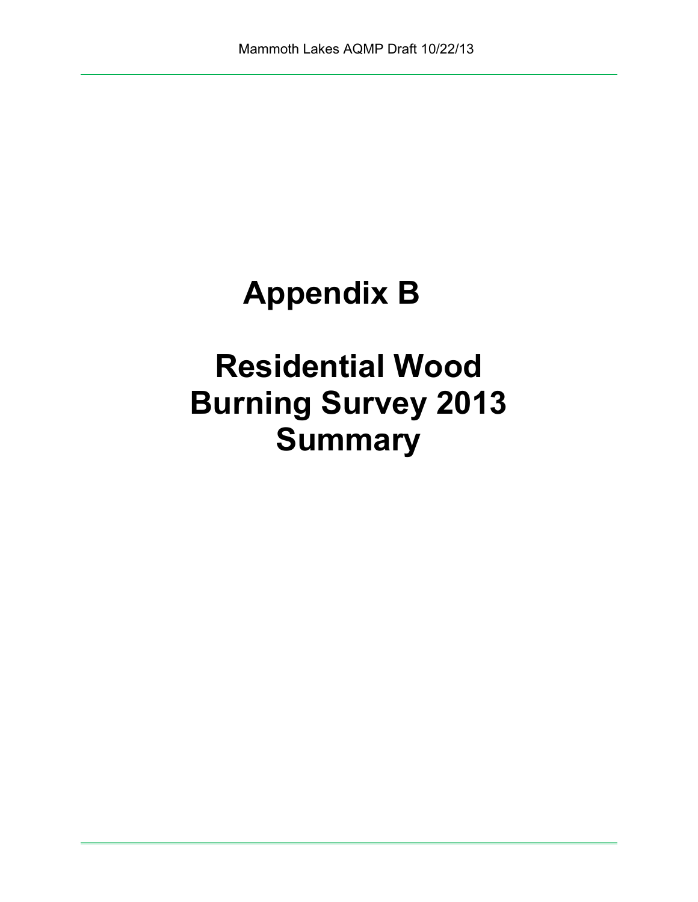# Appendix B

# Residential Wood Burning Survey 2013 Summary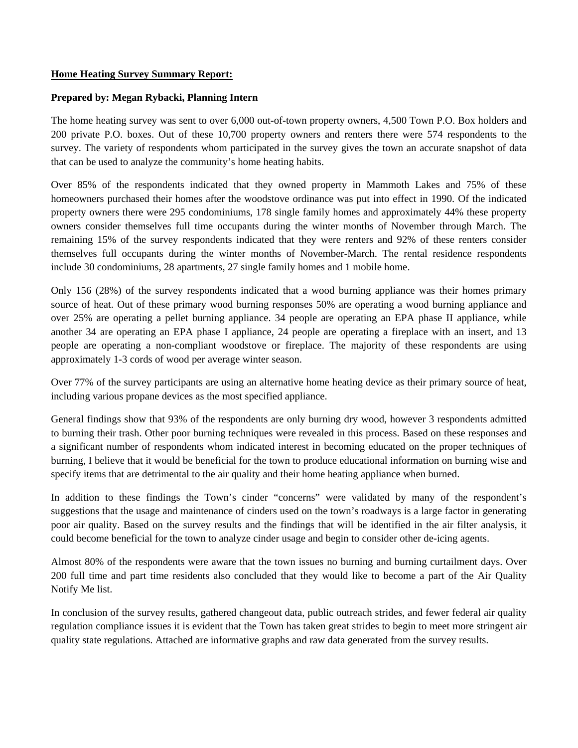**<u>Home Heating Survey Summary Report:</u>**

**Prepared by: Megan Rybacki, Planning Intern**

The home heating survey was sent to over 6,000 out-of-town property owners, 4,500 Town P.O. Box holders and 200 private P.O. boxes. Out of these 10,700 property owners and renters there were 574 respondents to the survey. The variety of respondents whom participated in the survey gives the town an accurate snapshot of data that can be used to analyze the community's home heating habits.

Over 85% of the respondents indicated that they owned property in Mammoth Lakes and 75% of these homeowners purchased their homes after the woodstove ordinance was put into effect in 1990. Of the indicated property owners there were 295 condominiums, 178 single family homes and approximately 44% these property owners consider themselves full time occupants during the winter months of November through March. The remaining 15% of the survey respondents indicated that they were renters and 92% of these renters consider themselves full occupants during the winter months of November-March. The rental residence respondents include 30 condominiums, 28 apartments, 27 single family homes and 1 mobile home.

Only 156 (28%) of the survey respondents indicated that a wood burning appliance was their homes primary source of heat. Out of these primary wood burning responses 50% are operating a wood burning appliance and over 25% are operating a pellet burning appliance. 34 people are operating an EPA phase II appliance, while another 34 are operating an EPA phase I appliance, 24 people are operating a fireplace with an insert, and 13 people are operating a non-compliant woodstove or fireplace. The majority of these respondents are using approximately 1-3 cords of wood per average winter season.

Over 77% of the survey participants are using an alternative home heating device as their primary source of heat, including various propane devices as the most specified appliance.

General findings show that 93% of the respondents are only burning dry wood, however 3 respondents admitted to burning their trash. Other poor burning techniques were revealed in this process. Based on these responses and a significant number of respondents whom indicated interest in becoming educated on the proper techniques of burning, I believe that it would be beneficial for the town to produce educational information on burning wise and specify items that are detrimental to the air quality and their home heating appliance when burned.

In addition to these findings the Town's cinder "concerns" were validated by many of the respondent's suggestions that the usage and maintenance of cinders used on the town's roadways is a large factor in generating poor air quality. Based on the survey results and the findings that will be identified in the air filter analysis, it could become beneficial for the town to analyze cinder usage and begin to consider other de-icing agents.

Almost 80% of the respondents were aware that the town issues no burning and burning curtailment days. Over 200 full time and part time residents also concluded that they would like to become a part of the Air Quality Notify Me list.

In conclusion of the survey results, gathered changeout data, public outreach strides, and fewer federal air quality regulation compliance issues it is evident that the Town has taken great strides to begin to meet more stringent air quality state regulations. Attached are informative graphs and raw data generated from the survey results.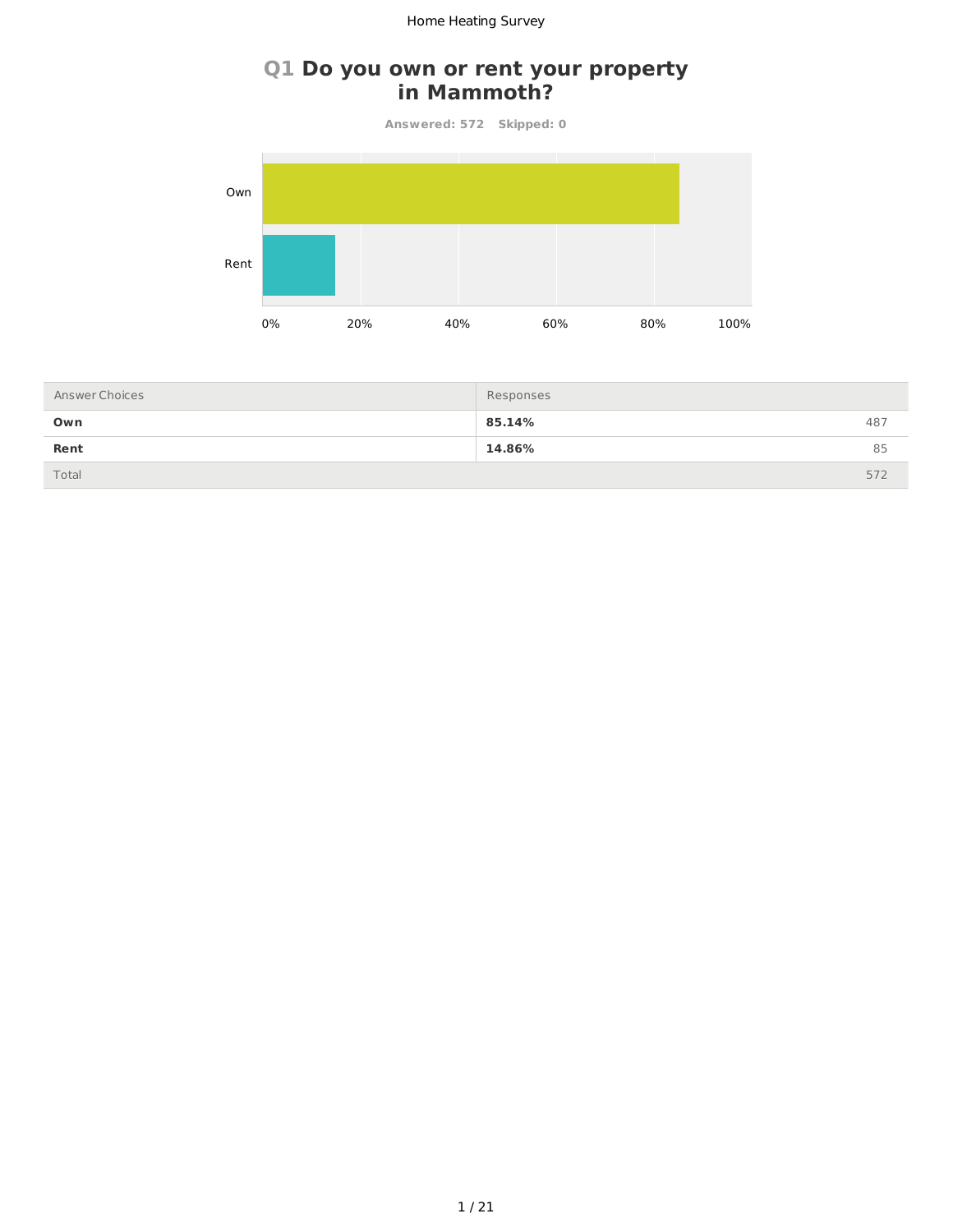## Q1 Do you own or rent your property in Mammoth?

Answered: 572 Skipped: 0

| Answer Choices | Responses | |
|---|---|---|
| **Own** | **85.14%** | 487 |
| **Rent** | **14.86%** | 85 |
| Total | | 572 |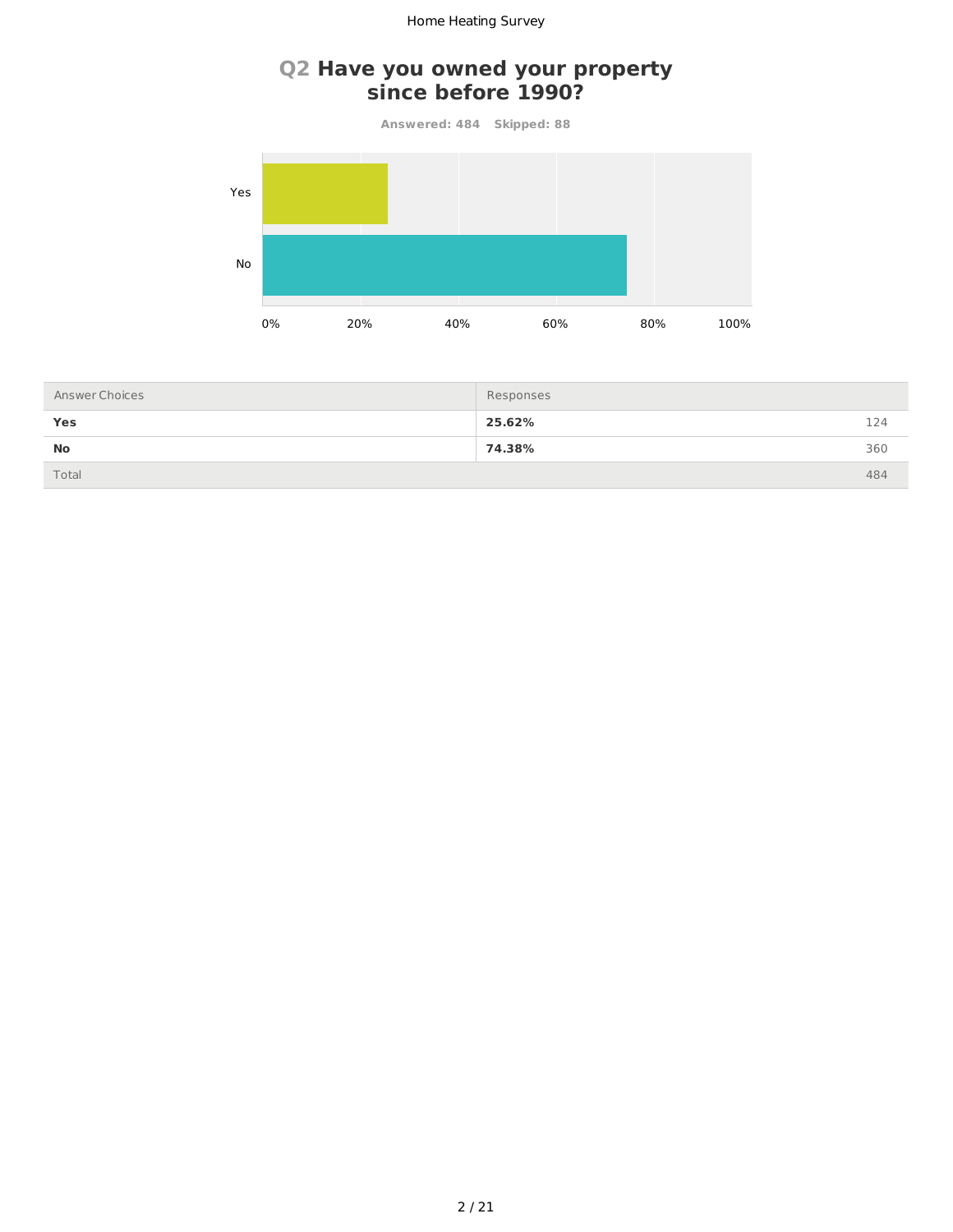## Q2 Have you owned your property since before 1990?

Answered: 484 Skipped: 88

| Answer Choices | Responses | |
|---|---|---|
| **Yes** | **25.62%** | 124 |
| **No** | **74.38%** | 360 |
| Total | | 484 |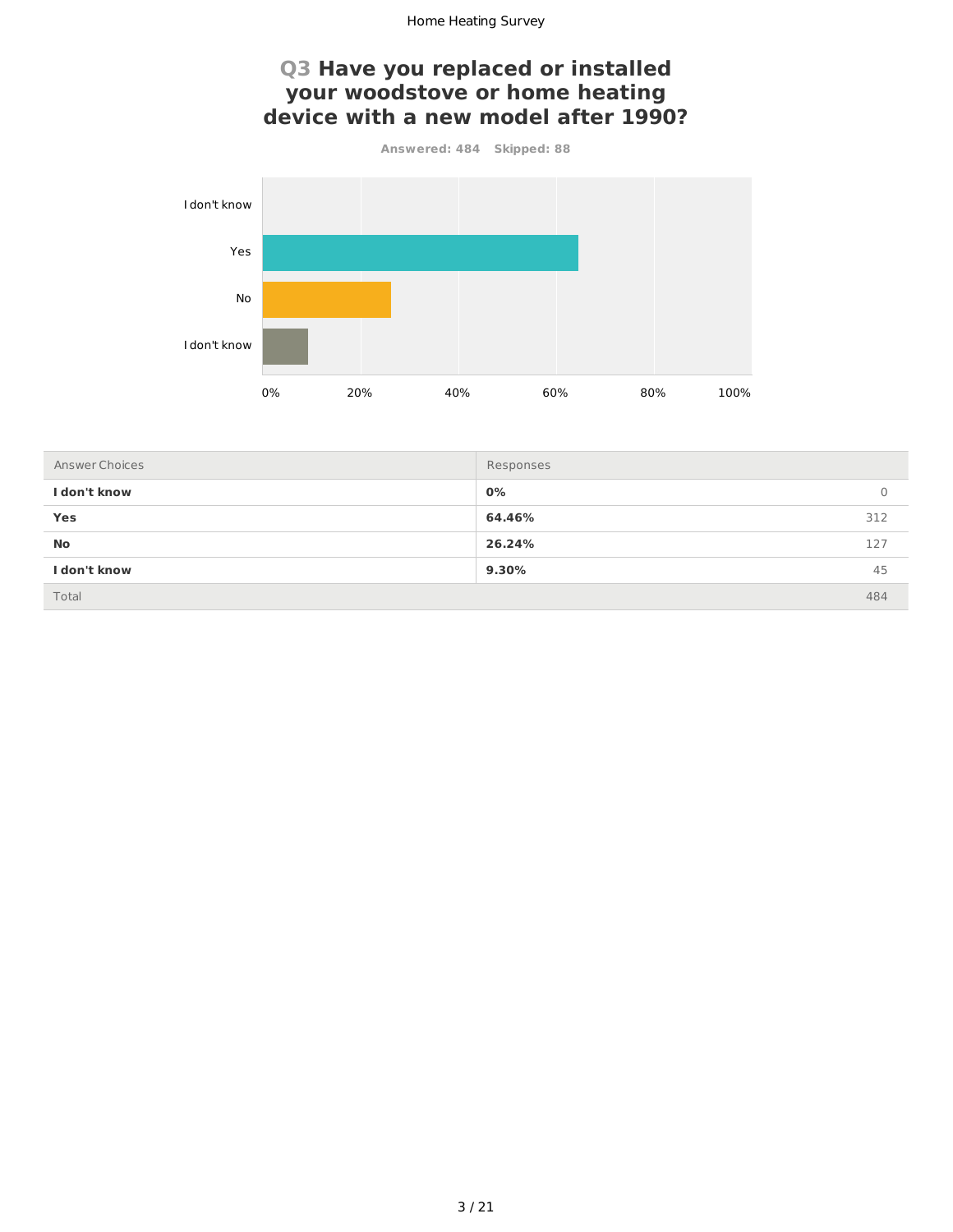# Q3 Have you replaced or installed your woodstove or home heating device with a new model after 1990?

**Answered: 484 Skipped: 88**

| Answer Choices | Responses | |
|---|---|---|
| **I don't know** | **0%** | 0 |
| **Yes** | **64.46%** | 312 |
| **No** | **26.24%** | 127 |
| **I don't know** | **9.30%** | 45 |
| Total | | 484 |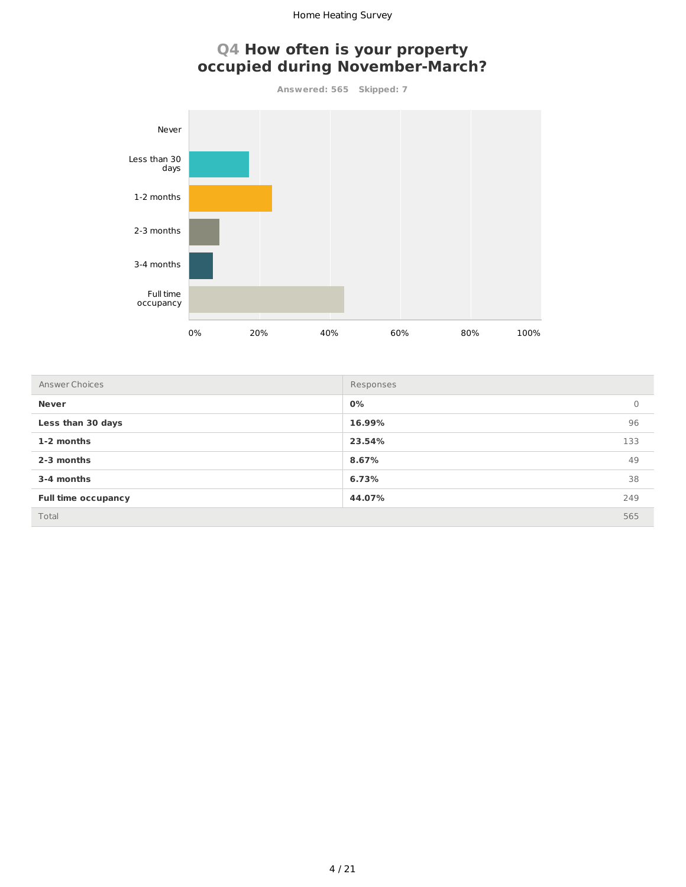## Q4 How often is your property occupied during November-March?

Answered: 565 Skipped: 7

| Answer Choices | Responses | |
|---|---|---|
| **Never** | **0%** | 0 |
| **Less than 30 days** | **16.99%** | 96 |
| **1-2 months** | **23.54%** | 133 |
| **2-3 months** | **8.67%** | 49 |
| **3-4 months** | **6.73%** | 38 |
| **Full time occupancy** | **44.07%** | 249 |
| Total | | 565 |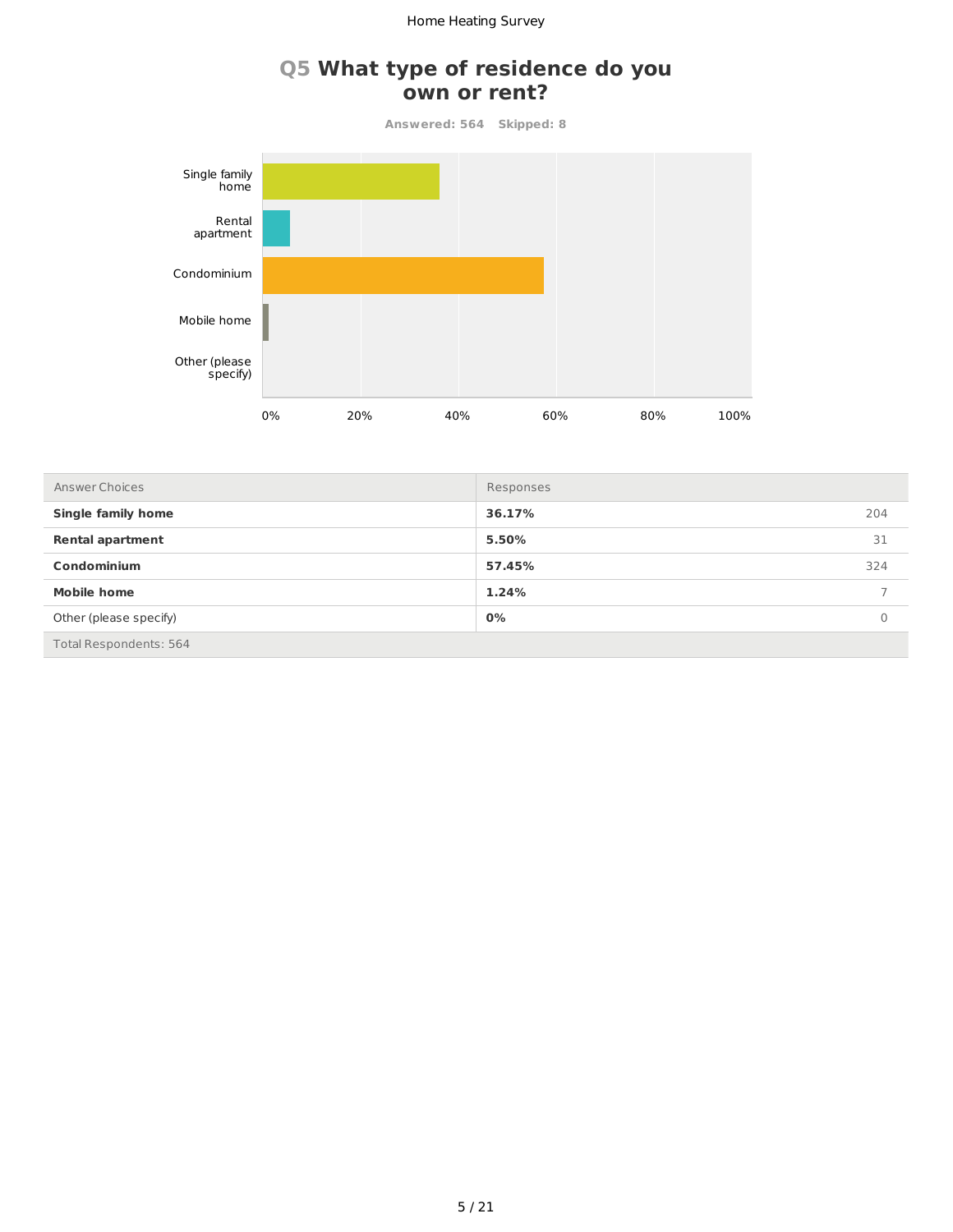# Q5 What type of residence do you own or rent?

Answered: 564 Skipped: 8

| Answer Choices | Responses | |
|---|---|---|
| **Single family home** | **36.17%** | 204 |
| **Rental apartment** | **5.50%** | 31 |
| **Condominium** | **57.45%** | 324 |
| **Mobile home** | **1.24%** | 7 |
| Other (please specify) | **0%** | 0 |
| Total Respondents: 564 | | |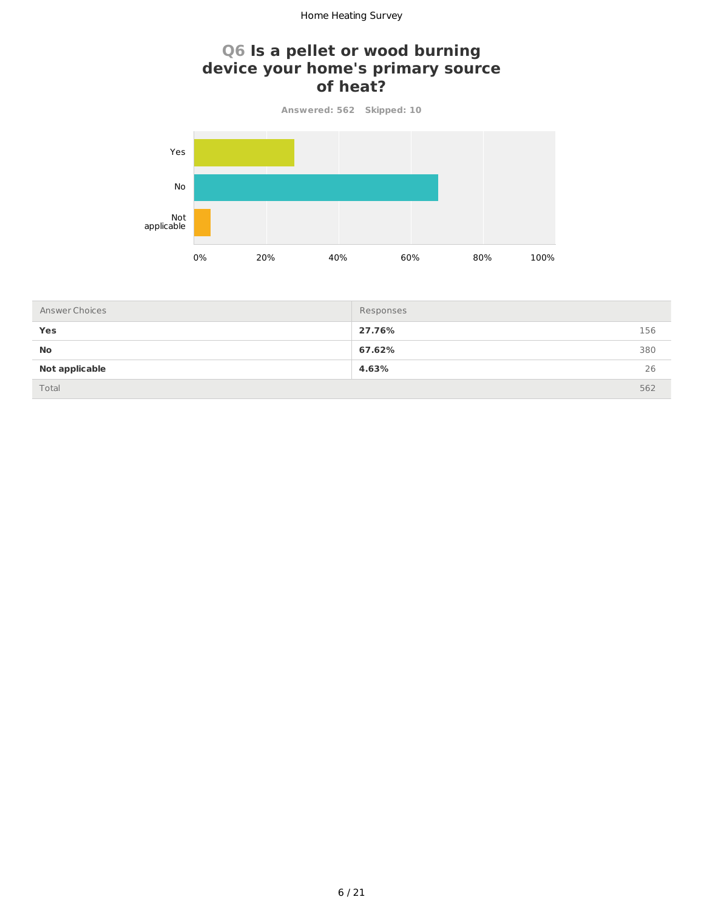## Q6 Is a pellet or wood burning device your home's primary source of heat?

**Answered: 562 Skipped: 10**

| Answer Choices | Responses | |
|---|---|---|
| **Yes** | **27.76%** | 156 |
| **No** | **67.62%** | 380 |
| **Not applicable** | **4.63%** | 26 |
| Total | | 562 |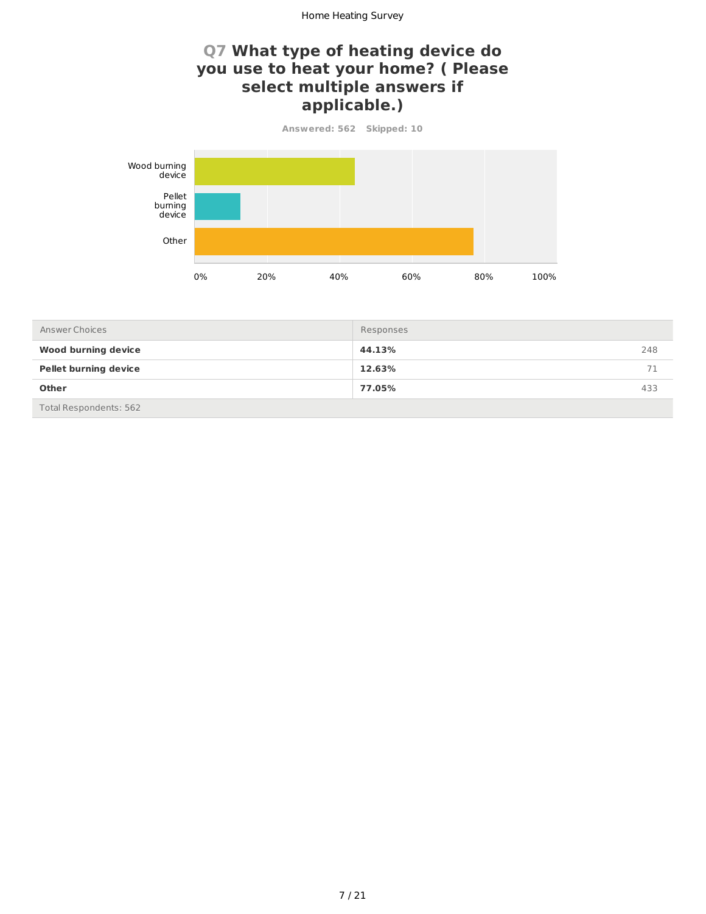## Q7 What type of heating device do you use to heat your home? ( Please select multiple answers if applicable.)

**Answered: 562 Skipped: 10**

| Answer Choices | Responses | |
|---|---|---|
| **Wood burning device** | **44.13%** | 248 |
| **Pellet burning device** | **12.63%** | 71 |
| **Other** | **77.05%** | 433 |
| Total Respondents: 562 | | |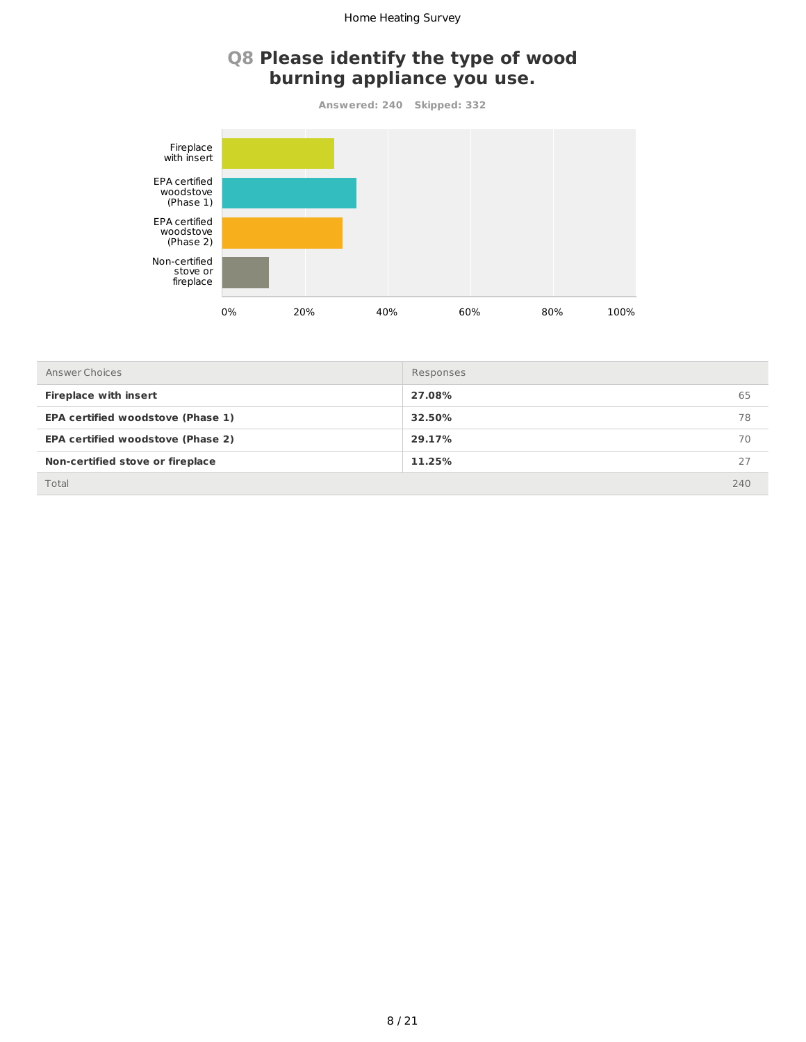## Q8 Please identify the type of wood burning appliance you use.

Answered: 240 Skipped: 332

| Answer Choices | Responses | |
|---|---|---|
| **Fireplace with insert** | **27.08%** | 65 |
| **EPA certified woodstove (Phase 1)** | **32.50%** | 78 |
| **EPA certified woodstove (Phase 2)** | **29.17%** | 70 |
| **Non-certified stove or fireplace** | **11.25%** | 27 |
| Total | | 240 |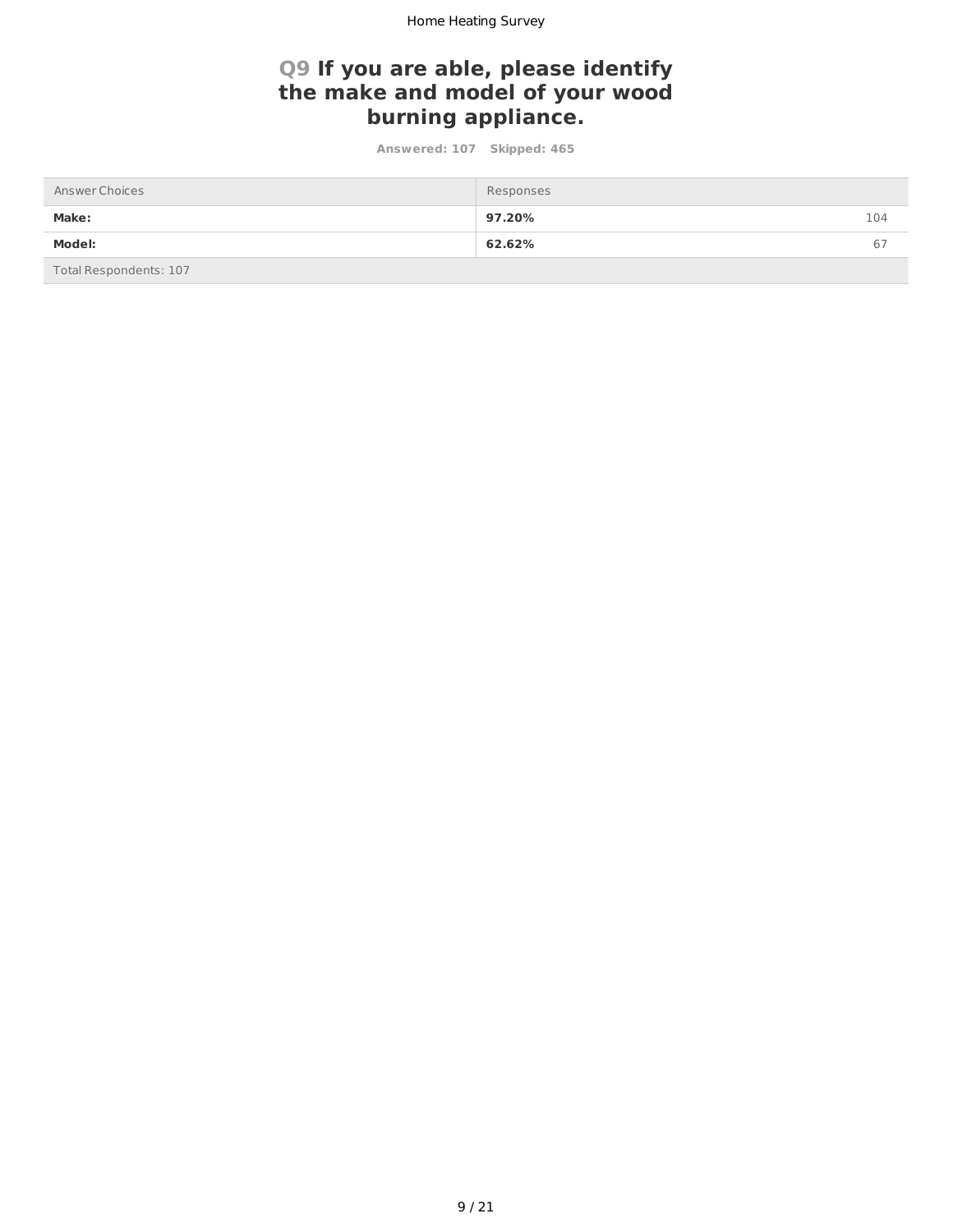## Q9 If you are able, please identify the make and model of your wood burning appliance.

Answered: 107 Skipped: 465

| Answer Choices | Responses | |
|---|---|---|
| **Make:** | **97.20%** | 104 |
| **Model:** | **62.62%** | 67 |
| Total Respondents: 107 | | |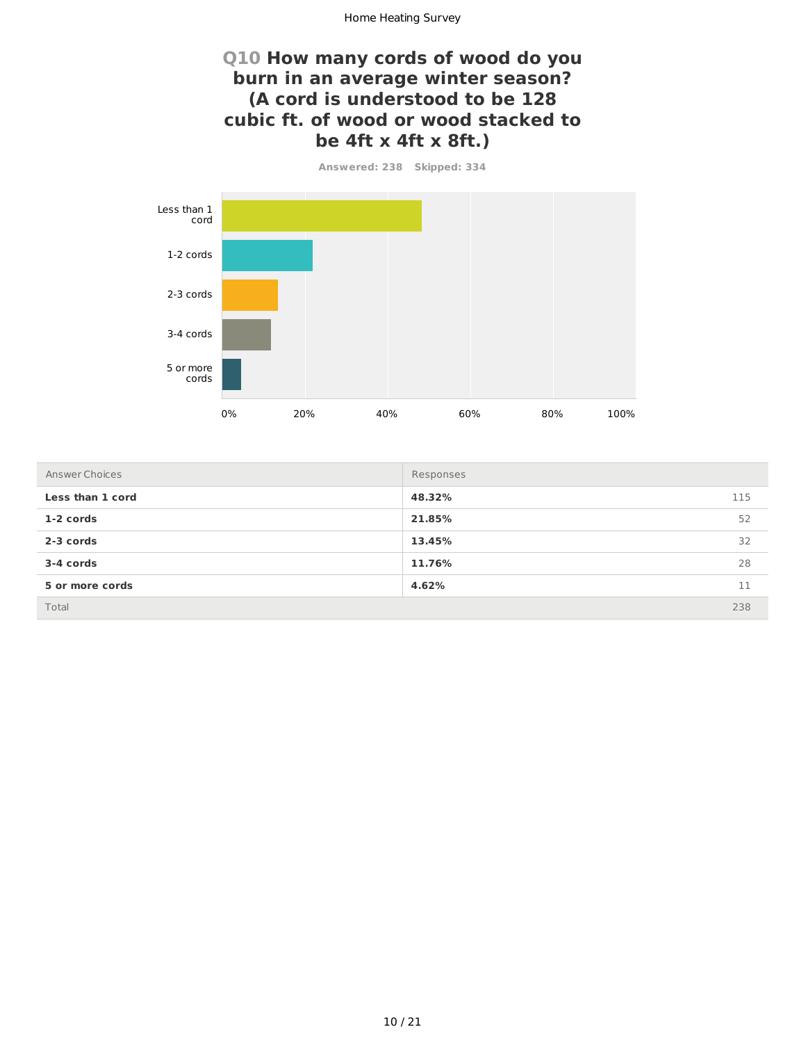## Q10 How many cords of wood do you burn in an average winter season? (A cord is understood to be 128 cubic ft. of wood or wood stacked to be 4ft x 4ft x 8ft.)

Answered: 238 Skipped: 334

| Answer Choices | Responses | |
|---|---|---|
| **Less than 1 cord** | **48.32%** | 115 |
| **1-2 cords** | **21.85%** | 52 |
| **2-3 cords** | **13.45%** | 32 |
| **3-4 cords** | **11.76%** | 28 |
| **5 or more cords** | **4.62%** | 11 |
| Total | | 238 |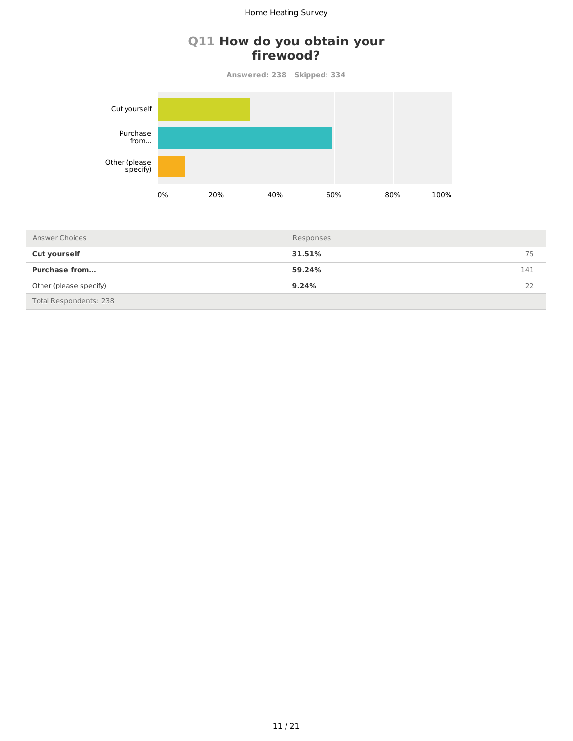# Q11 How do you obtain your firewood?

**Answered: 238 Skipped: 334**

| Answer Choices | Responses | |
|---|---|---|
| **Cut yourself** | **31.51%** | 75 |
| **Purchase from...** | **59.24%** | 141 |
| Other (please specify) | **9.24%** | 22 |
| Total Respondents: 238 | | |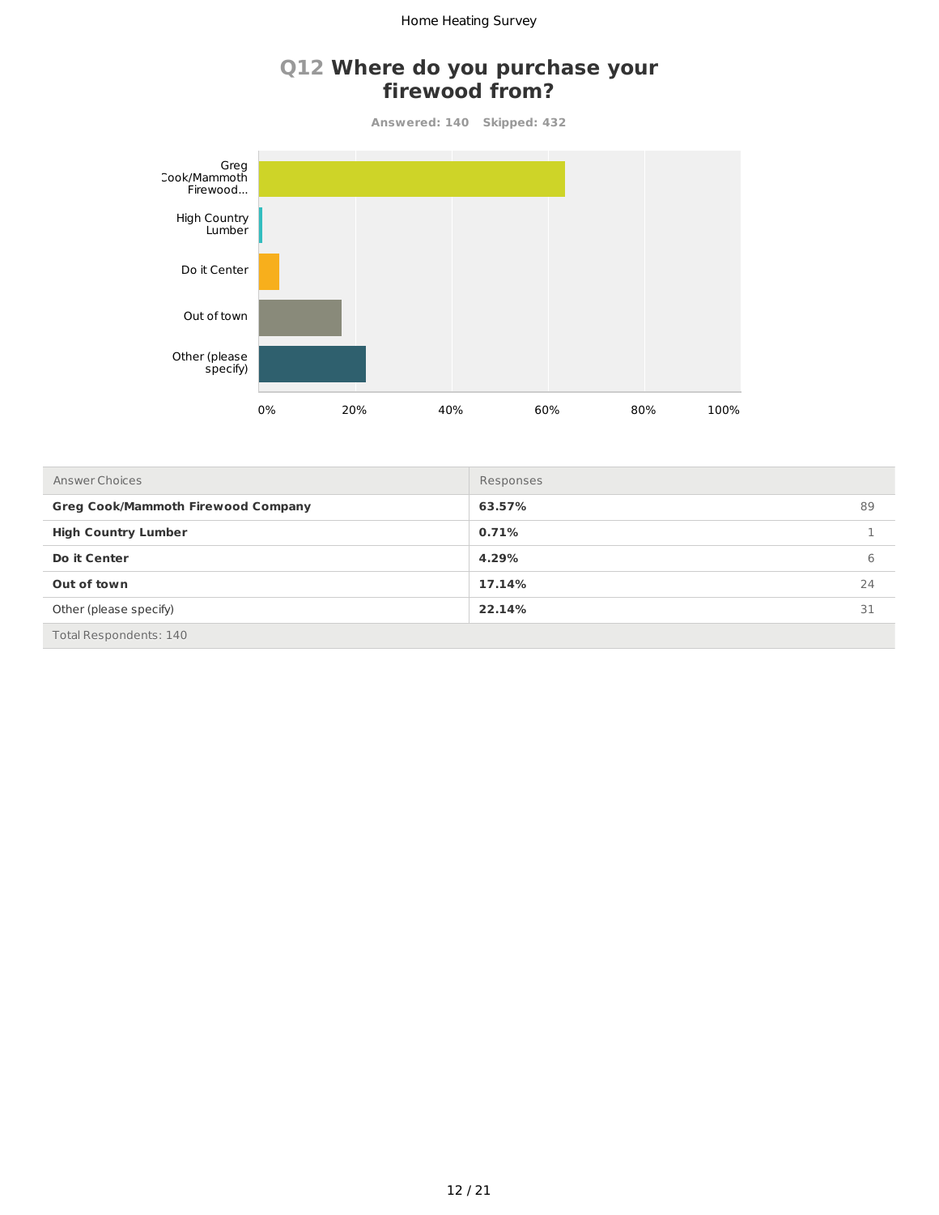# Q12 Where do you purchase your firewood from?

Answered: 140 Skipped: 432

| Answer Choices | Responses | |
|---|---|---|
| **Greg Cook/Mammoth Firewood Company** | **63.57%** | 89 |
| **High Country Lumber** | **0.71%** | 1 |
| **Do it Center** | **4.29%** | 6 |
| **Out of town** | **17.14%** | 24 |
| Other (please specify) | **22.14%** | 31 |
| Total Respondents: 140 | | |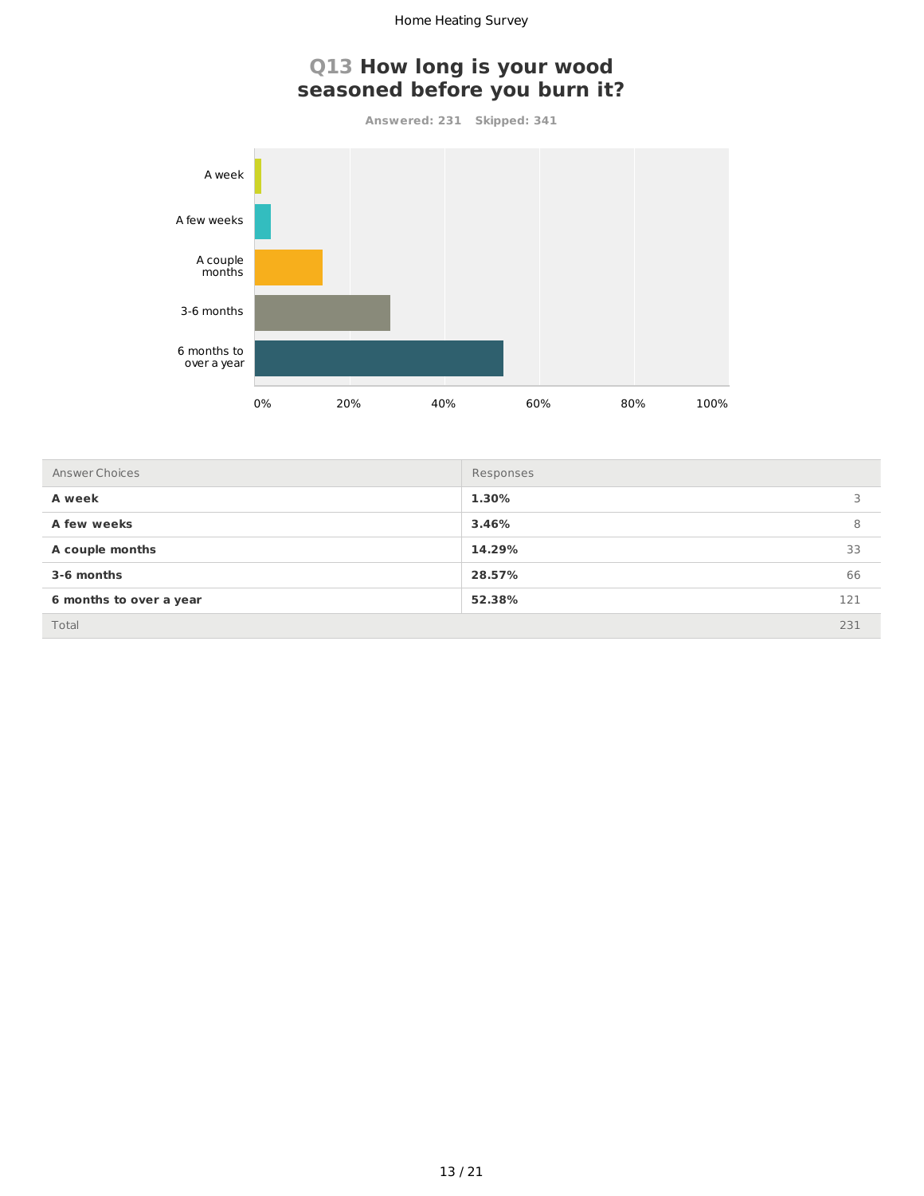## Q13 How long is your wood seasoned before you burn it?

Answered: 231 Skipped: 341

| Answer Choices | Responses | |
|---|---|---|
| **A week** | **1.30%** | 3 |
| **A few weeks** | **3.46%** | 8 |
| **A couple months** | **14.29%** | 33 |
| **3-6 months** | **28.57%** | 66 |
| **6 months to over a year** | **52.38%** | 121 |
| Total | | 231 |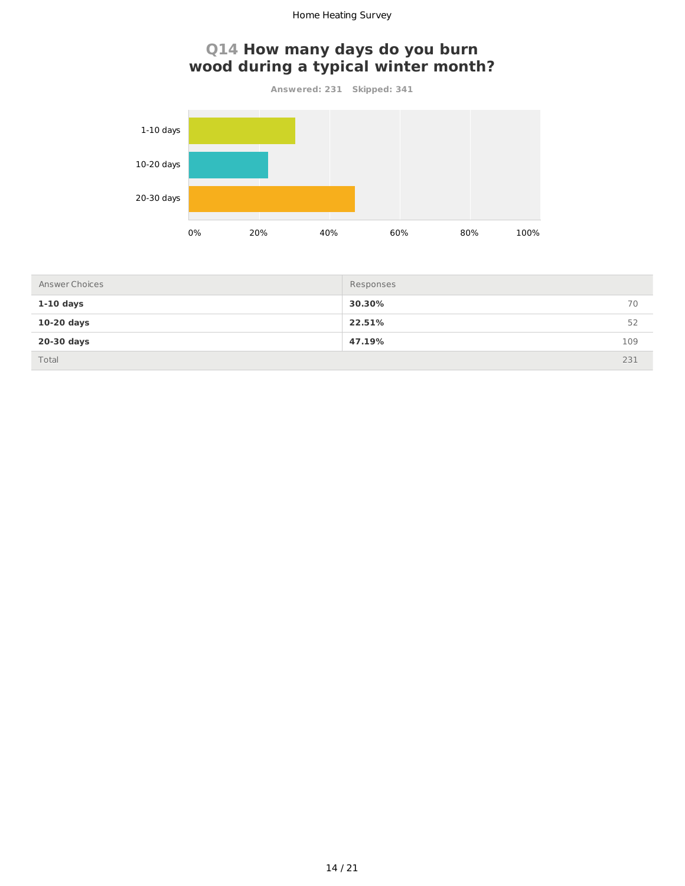# Q14 How many days do you burn wood during a typical winter month?

Answered: 231 Skipped: 341

| Answer Choices | Responses | |
|---|---|---|
| **1-10 days** | **30.30%** | 70 |
| **10-20 days** | **22.51%** | 52 |
| **20-30 days** | **47.19%** | 109 |
| Total | | 231 |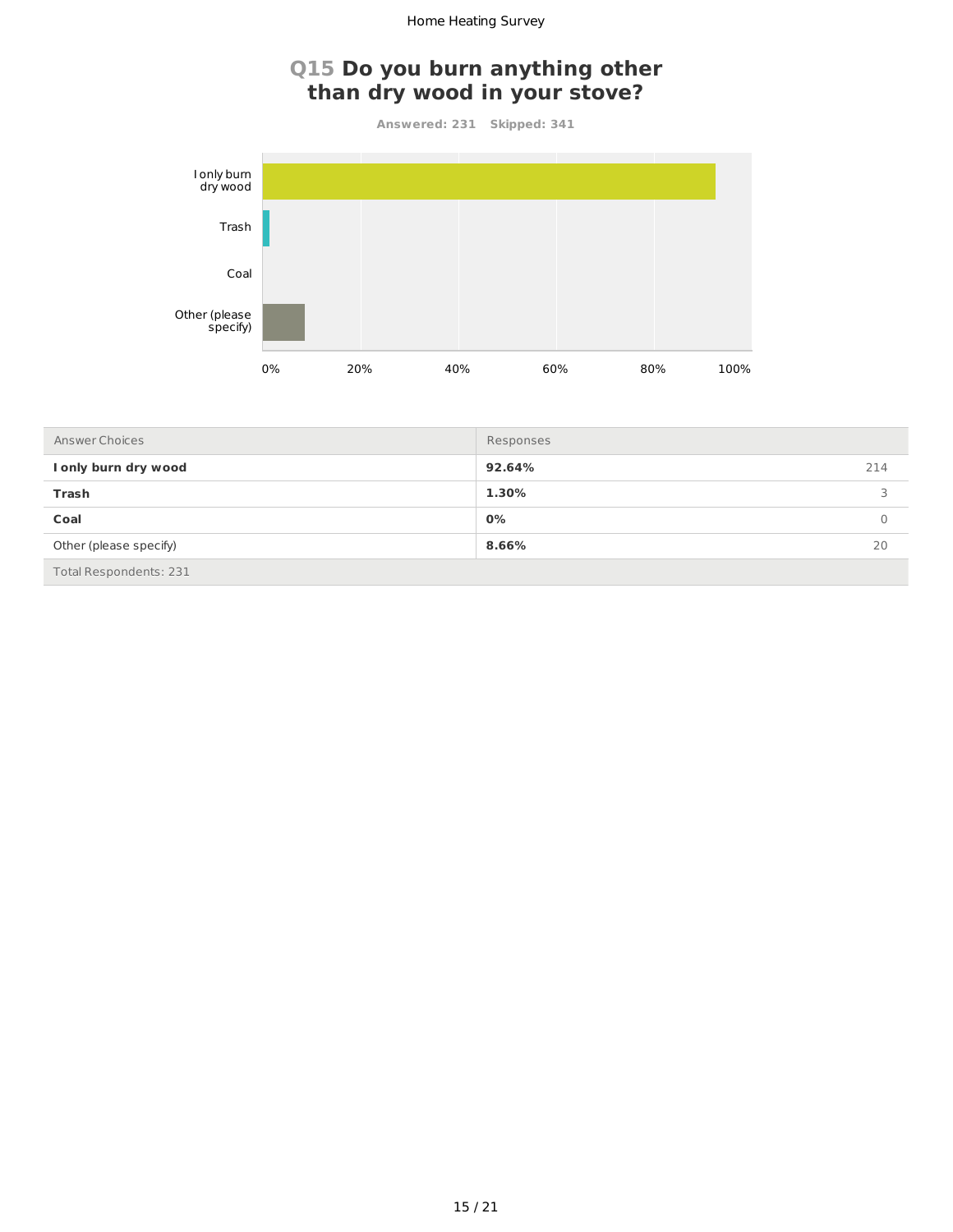## Q15 Do you burn anything other than dry wood in your stove?

Answered: 231 Skipped: 341

| Answer Choices | Responses | |
|---|---|---|
| **I only burn dry wood** | **92.64%** | 214 |
| **Trash** | **1.30%** | 3 |
| **Coal** | **0%** | 0 |
| Other (please specify) | **8.66%** | 20 |
| Total Respondents: 231 | | |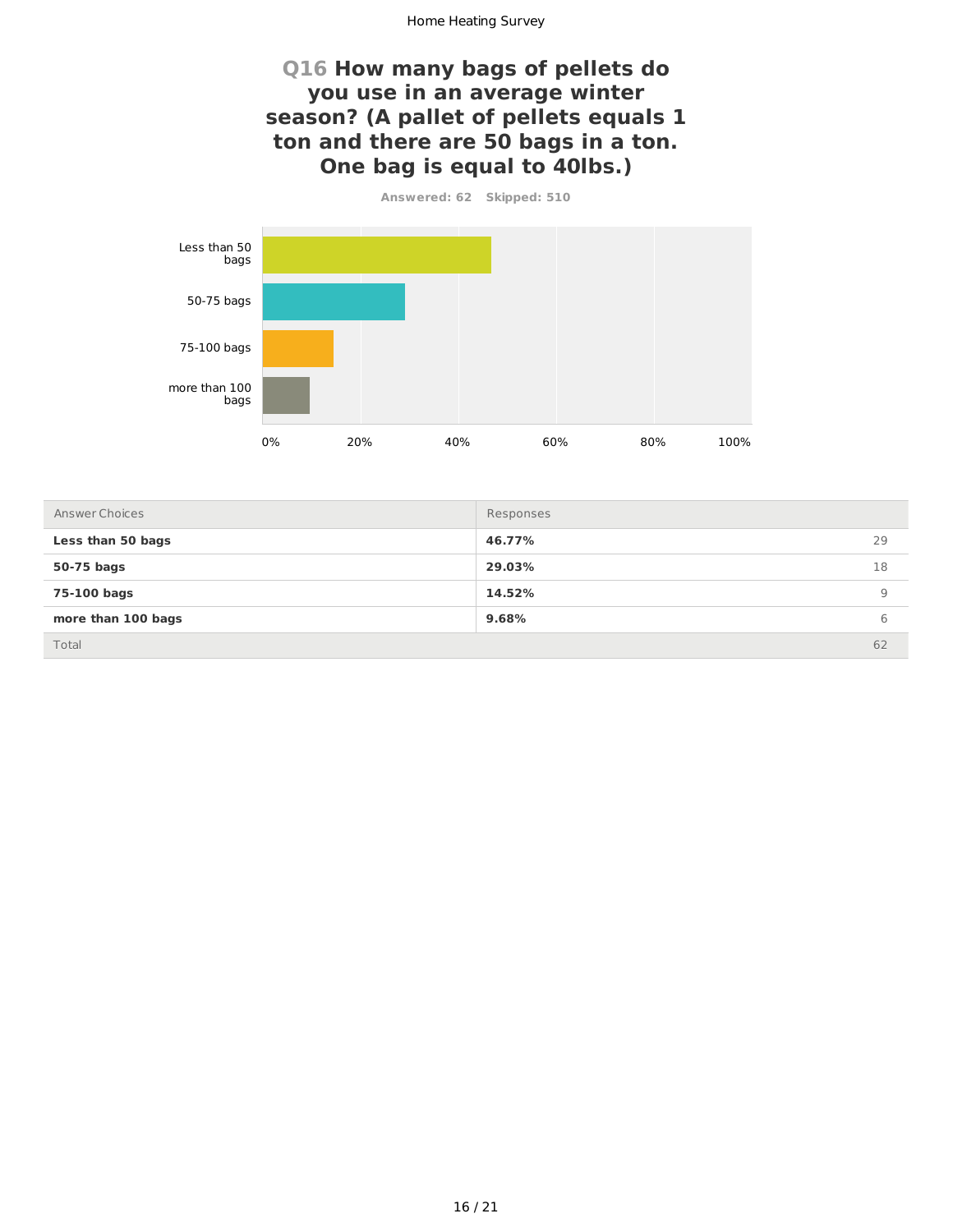# Q16 How many bags of pellets do you use in an average winter season? (A pallet of pellets equals 1 ton and there are 50 bags in a ton. One bag is equal to 40lbs.)

Answered: 62    Skipped: 510

| Answer Choices | Responses | |
|---|---|---|
| **Less than 50 bags** | **46.77%** | 29 |
| **50-75 bags** | **29.03%** | 18 |
| **75-100 bags** | **14.52%** | 9 |
| **more than 100 bags** | **9.68%** | 6 |
| Total | | 62 |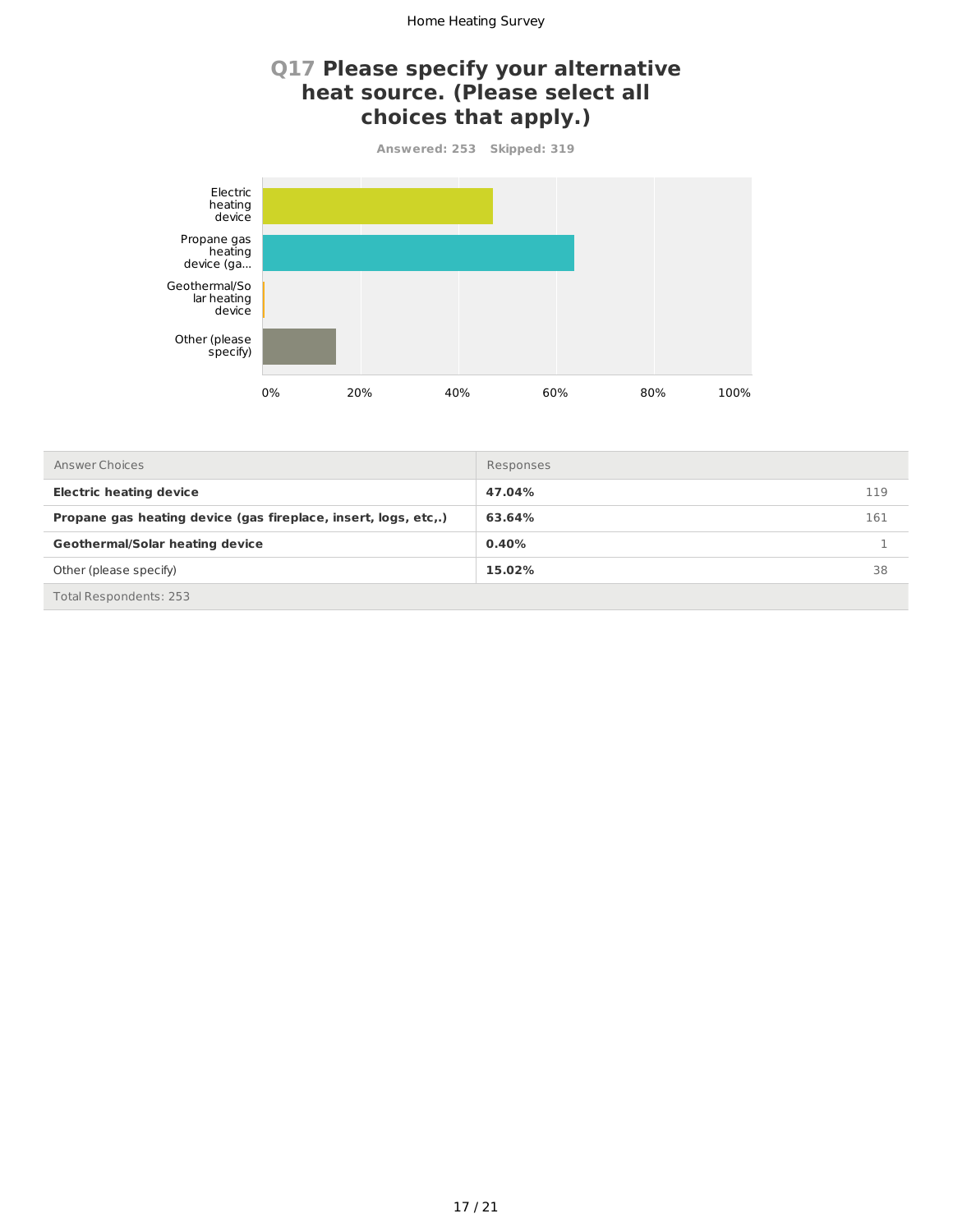## Q17 Please specify your alternative heat source. (Please select all choices that apply.)

Answered: 253 Skipped: 319

| Answer Choices | Responses | |
|---|---|---|
| **Electric heating device** | **47.04%** | 119 |
| **Propane gas heating device (gas fireplace, insert, logs, etc,.)** | **63.64%** | 161 |
| **Geothermal/Solar heating device** | **0.40%** | 1 |
| Other (please specify) | **15.02%** | 38 |
| Total Respondents: 253 | | |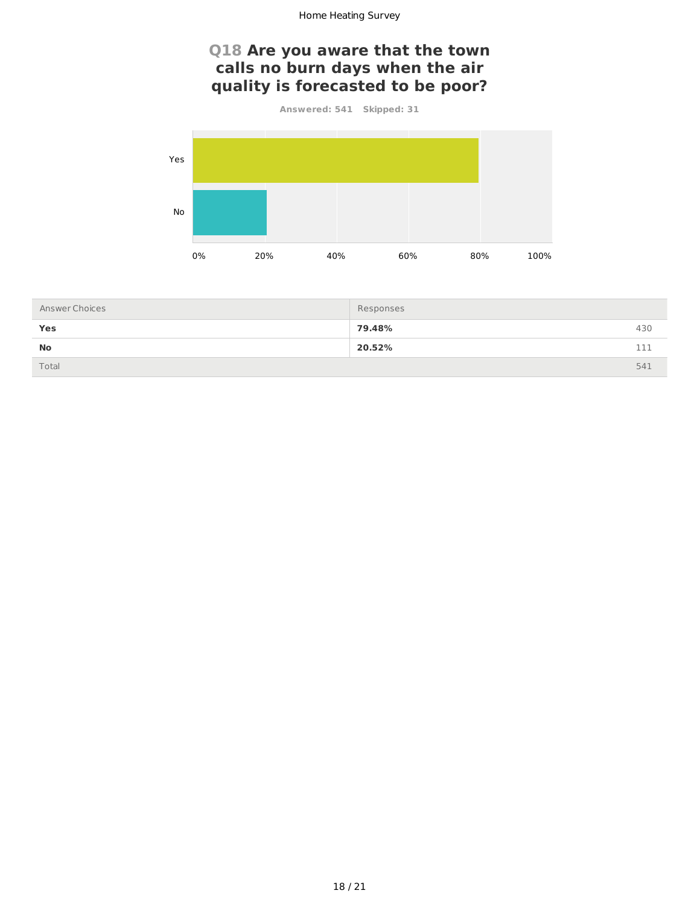## Q18 Are you aware that the town calls no burn days when the air quality is forecasted to be poor?

Answered: 541 Skipped: 31

| Answer Choices | Responses | |
|---|---|---|
| **Yes** | **79.48%** | 430 |
| **No** | **20.52%** | 111 |
| Total | | 541 |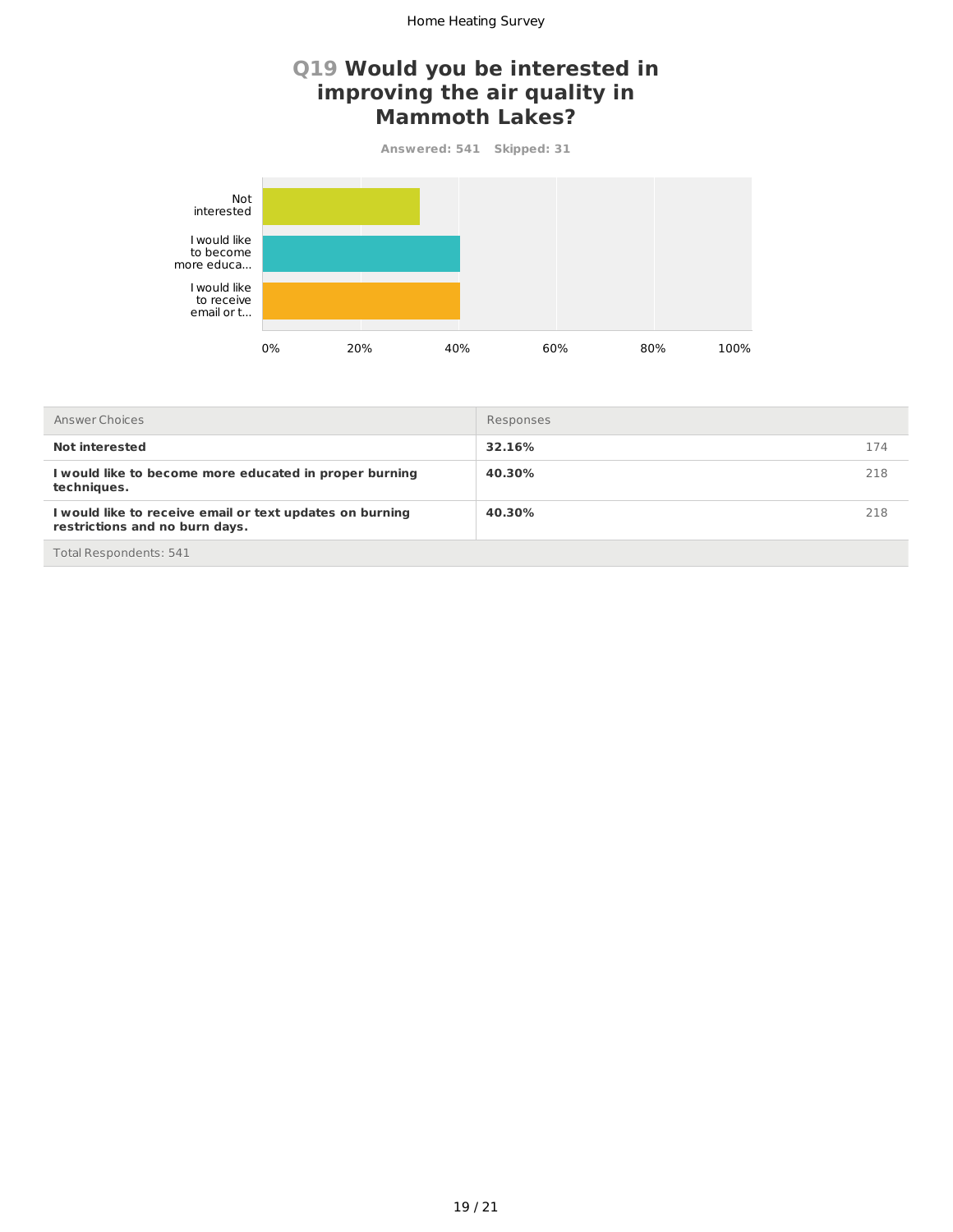## Q19 Would you be interested in improving the air quality in Mammoth Lakes?

Answered: 541 Skipped: 31

| Answer Choices | Responses | |
|---|---|---|
| Not interested | 32.16% | 174 |
| I would like to become more educated in proper burning techniques. | 40.30% | 218 |
| I would like to receive email or text updates on burning restrictions and no burn days. | 40.30% | 218 |
| Total Respondents: 541 | | |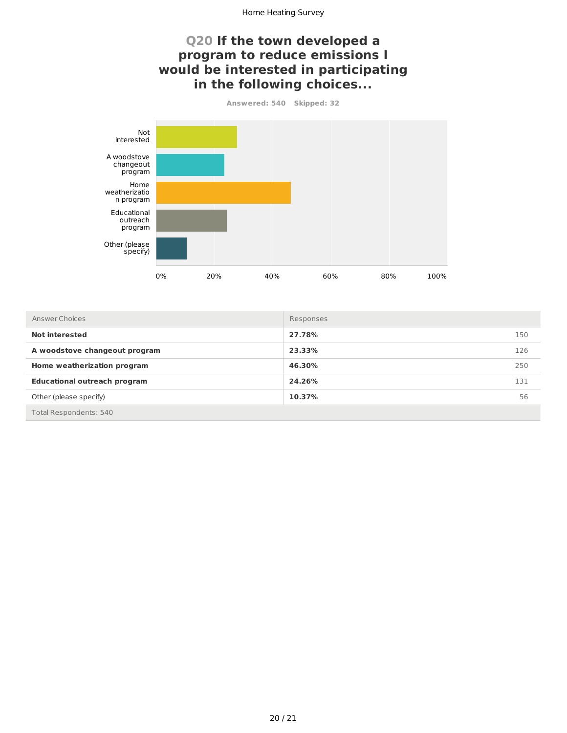## Q20 If the town developed a program to reduce emissions I would be interested in participating in the following choices...

**Answered: 540 Skipped: 32**

| Answer Choices | Responses | |
|---|---|---|
| **Not interested** | **27.78%** | 150 |
| **A woodstove changeout program** | **23.33%** | 126 |
| **Home weatherization program** | **46.30%** | 250 |
| **Educational outreach program** | **24.26%** | 131 |
| Other (please specify) | **10.37%** | 56 |
| Total Respondents: 540 | | |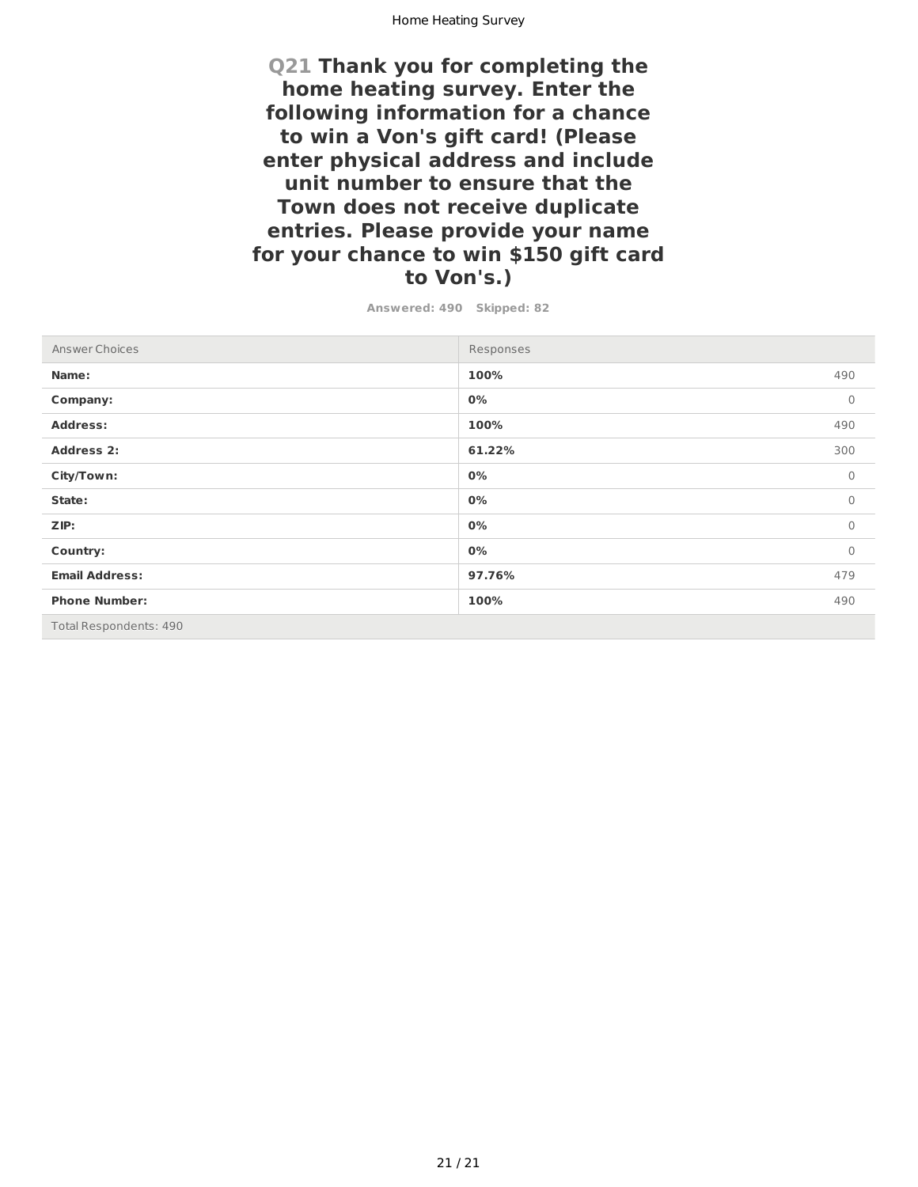## Q21 Thank you for completing the home heating survey. Enter the following information for a chance to win a Von's gift card! (Please enter physical address and include unit number to ensure that the Town does not receive duplicate entries. Please provide your name for your chance to win $150 gift card to Von's.)

Answered: 490 Skipped: 82

| Answer Choices | Responses | |
|---|---|---|
| **Name:** | **100%** | 490 |
| **Company:** | **0%** | 0 |
| **Address:** | **100%** | 490 |
| **Address 2:** | **61.22%** | 300 |
| **City/Town:** | **0%** | 0 |
| **State:** | **0%** | 0 |
| **ZIP:** | **0%** | 0 |
| **Country:** | **0%** | 0 |
| **Email Address:** | **97.76%** | 479 |
| **Phone Number:** | **100%** | 490 |
| Total Respondents: 490 | | |